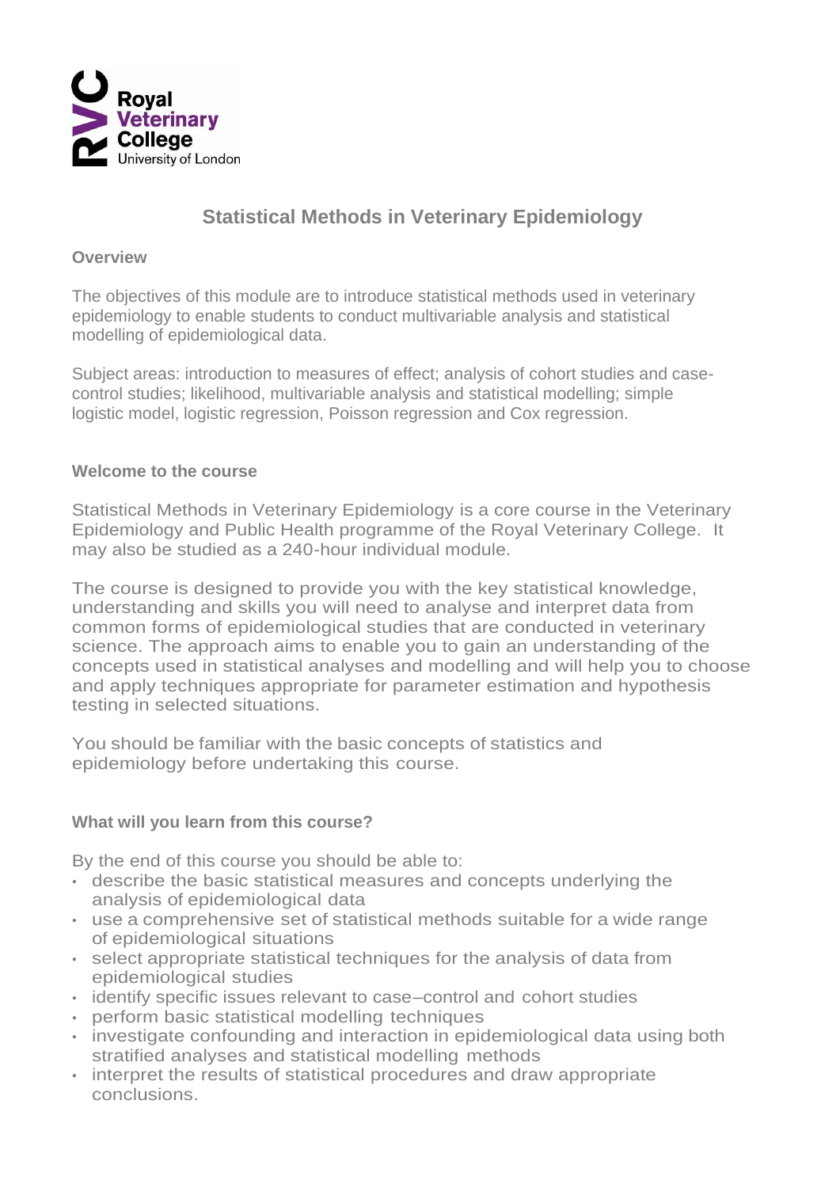Royal Veterinary College
University of London

# Statistical Methods in Veterinary Epidemiology

## Overview

The objectives of this module are to introduce statistical methods used in veterinary epidemiology to enable students to conduct multivariable analysis and statistical modelling of epidemiological data.

Subject areas: introduction to measures of effect; analysis of cohort studies and case-control studies; likelihood, multivariable analysis and statistical modelling; simple logistic model, logistic regression, Poisson regression and Cox regression.

## Welcome to the course

Statistical Methods in Veterinary Epidemiology is a core course in the Veterinary Epidemiology and Public Health programme of the Royal Veterinary College. It may also be studied as a 240-hour individual module.

The course is designed to provide you with the key statistical knowledge, understanding and skills you will need to analyse and interpret data from common forms of epidemiological studies that are conducted in veterinary science. The approach aims to enable you to gain an understanding of the concepts used in statistical analyses and modelling and will help you to choose and apply techniques appropriate for parameter estimation and hypothesis testing in selected situations.

You should be familiar with the basic concepts of statistics and epidemiology before undertaking this course.

## What will you learn from this course?

By the end of this course you should be able to:

- describe the basic statistical measures and concepts underlying the analysis of epidemiological data
- use a comprehensive set of statistical methods suitable for a wide range of epidemiological situations
- select appropriate statistical techniques for the analysis of data from epidemiological studies
- identify specific issues relevant to case–control and cohort studies
- perform basic statistical modelling techniques
- investigate confounding and interaction in epidemiological data using both stratified analyses and statistical modelling methods
- interpret the results of statistical procedures and draw appropriate conclusions.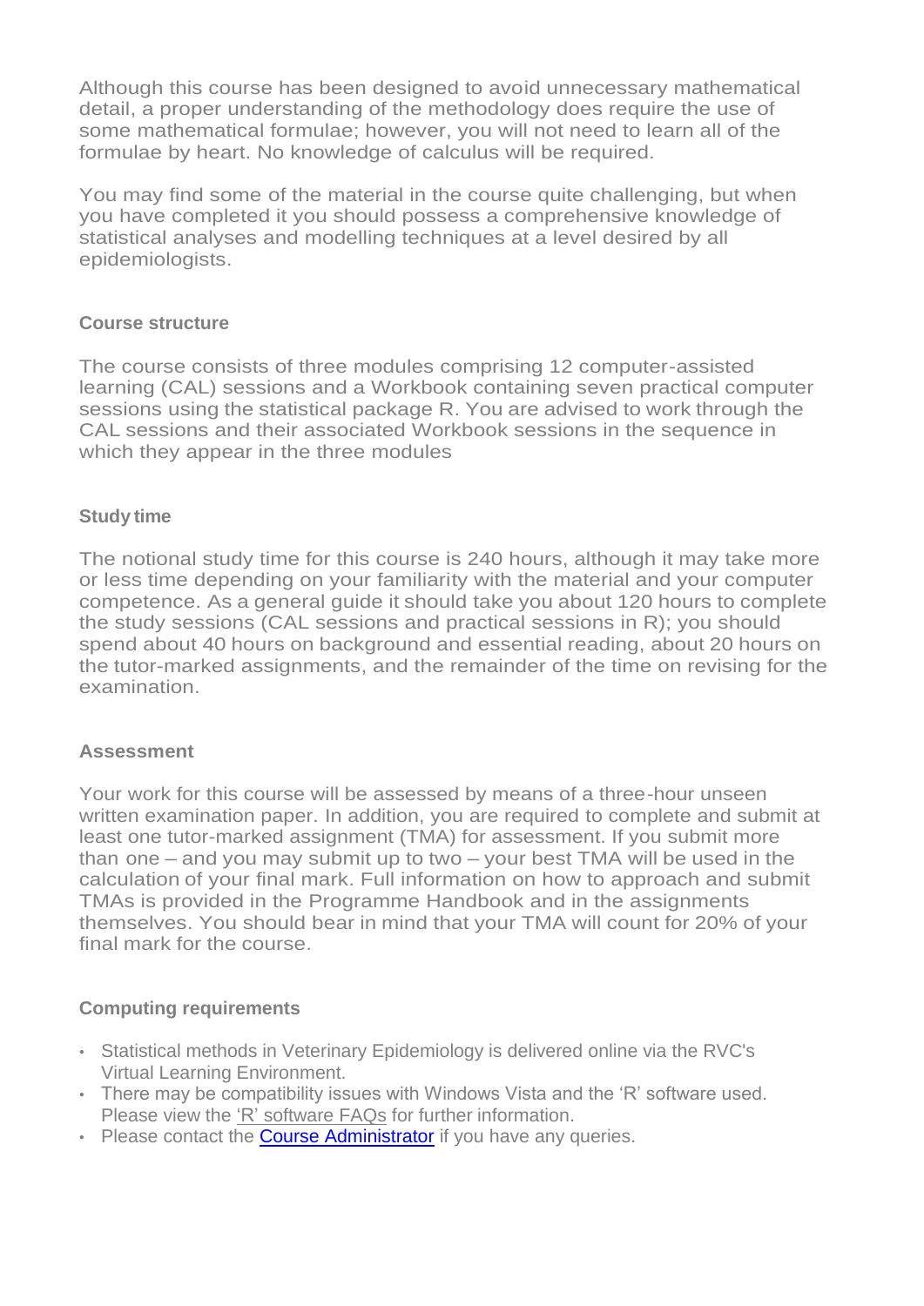Although this course has been designed to avoid unnecessary mathematical detail, a proper understanding of the methodology does require the use of some mathematical formulae; however, you will not need to learn all of the formulae by heart. No knowledge of calculus will be required.

You may find some of the material in the course quite challenging, but when you have completed it you should possess a comprehensive knowledge of statistical analyses and modelling techniques at a level desired by all epidemiologists.

### Course structure

The course consists of three modules comprising 12 computer-assisted learning (CAL) sessions and a Workbook containing seven practical computer sessions using the statistical package R. You are advised to work through the CAL sessions and their associated Workbook sessions in the sequence in which they appear in the three modules

### Study time

The notional study time for this course is 240 hours, although it may take more or less time depending on your familiarity with the material and your computer competence. As a general guide it should take you about 120 hours to complete the study sessions (CAL sessions and practical sessions in R); you should spend about 40 hours on background and essential reading, about 20 hours on the tutor-marked assignments, and the remainder of the time on revising for the examination.

### Assessment

Your work for this course will be assessed by means of a three-hour unseen written examination paper. In addition, you are required to complete and submit at least one tutor-marked assignment (TMA) for assessment. If you submit more than one – and you may submit up to two – your best TMA will be used in the calculation of your final mark. Full information on how to approach and submit TMAs is provided in the Programme Handbook and in the assignments themselves. You should bear in mind that your TMA will count for 20% of your final mark for the course.

### Computing requirements

- Statistical methods in Veterinary Epidemiology is delivered online via the RVC's Virtual Learning Environment.
- There may be compatibility issues with Windows Vista and the 'R' software used. Please view the 'R' software FAQs for further information.
- Please contact the Course Administrator if you have any queries.